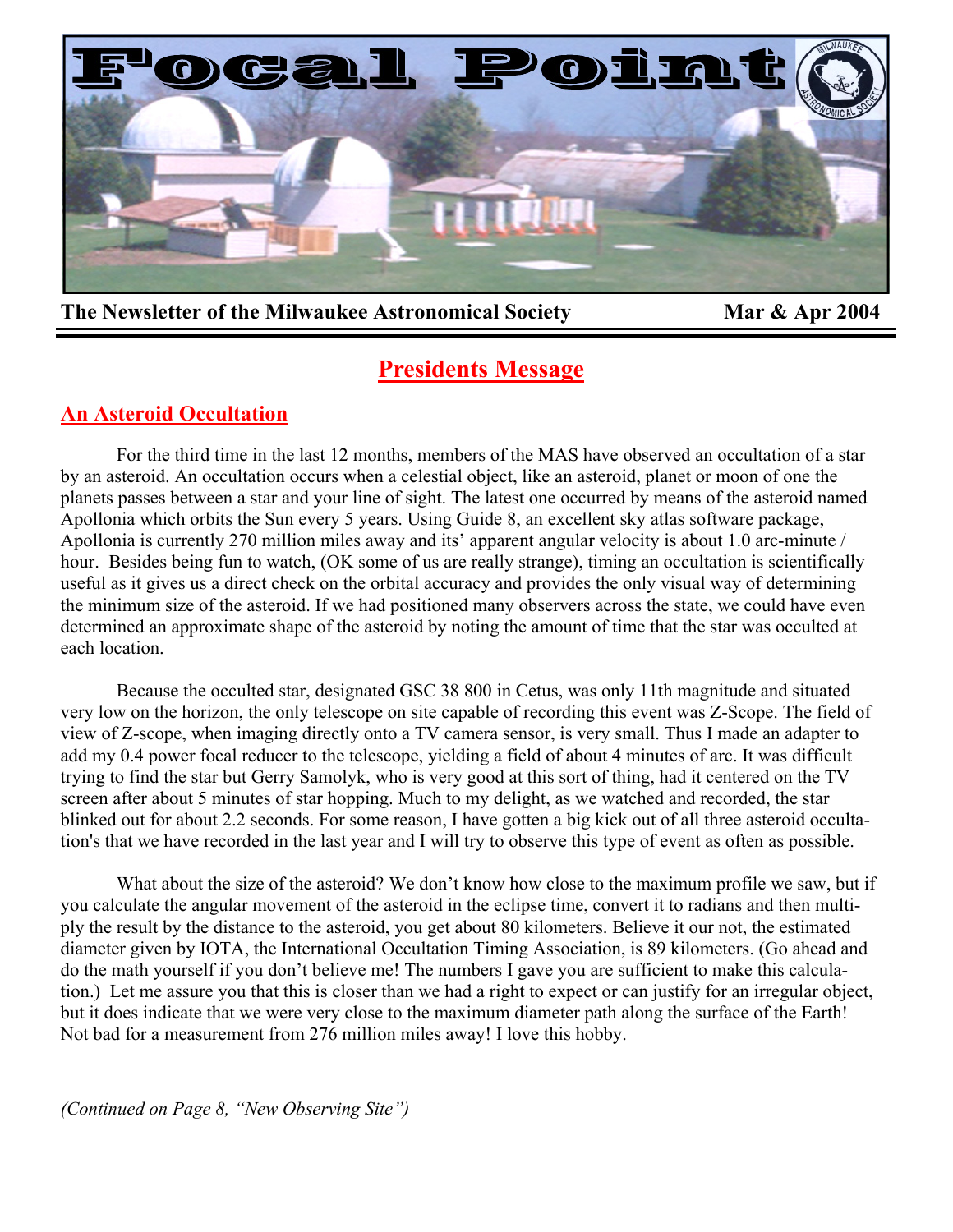# Focal Point

**The Newsletter of the Milwaukee Astronomical Society** **Mar & Apr 2004**

## Presidents Message

### An Asteroid Occultation

For the third time in the last 12 months, members of the MAS have observed an occultation of a star by an asteroid. An occultation occurs when a celestial object, like an asteroid, planet or moon of one the planets passes between a star and your line of sight. The latest one occurred by means of the asteroid named Apollonia which orbits the Sun every 5 years. Using Guide 8, an excellent sky atlas software package, Apollonia is currently 270 million miles away and its' apparent angular velocity is about 1.0 arc-minute / hour. Besides being fun to watch, (OK some of us are really strange), timing an occultation is scientifically useful as it gives us a direct check on the orbital accuracy and provides the only visual way of determining the minimum size of the asteroid. If we had positioned many observers across the state, we could have even determined an approximate shape of the asteroid by noting the amount of time that the star was occulted at each location.

Because the occulted star, designated GSC 38 800 in Cetus, was only 11th magnitude and situated very low on the horizon, the only telescope on site capable of recording this event was Z-Scope. The field of view of Z-scope, when imaging directly onto a TV camera sensor, is very small. Thus I made an adapter to add my 0.4 power focal reducer to the telescope, yielding a field of about 4 minutes of arc. It was difficult trying to find the star but Gerry Samolyk, who is very good at this sort of thing, had it centered on the TV screen after about 5 minutes of star hopping. Much to my delight, as we watched and recorded, the star blinked out for about 2.2 seconds. For some reason, I have gotten a big kick out of all three asteroid occultation's that we have recorded in the last year and I will try to observe this type of event as often as possible.

What about the size of the asteroid? We don't know how close to the maximum profile we saw, but if you calculate the angular movement of the asteroid in the eclipse time, convert it to radians and then multiply the result by the distance to the asteroid, you get about 80 kilometers. Believe it our not, the estimated diameter given by IOTA, the International Occultation Timing Association, is 89 kilometers. (Go ahead and do the math yourself if you don't believe me! The numbers I gave you are sufficient to make this calculation.) Let me assure you that this is closer than we had a right to expect or can justify for an irregular object, but it does indicate that we were very close to the maximum diameter path along the surface of the Earth! Not bad for a measurement from 276 million miles away! I love this hobby.

*(Continued on Page 8, "New Observing Site")*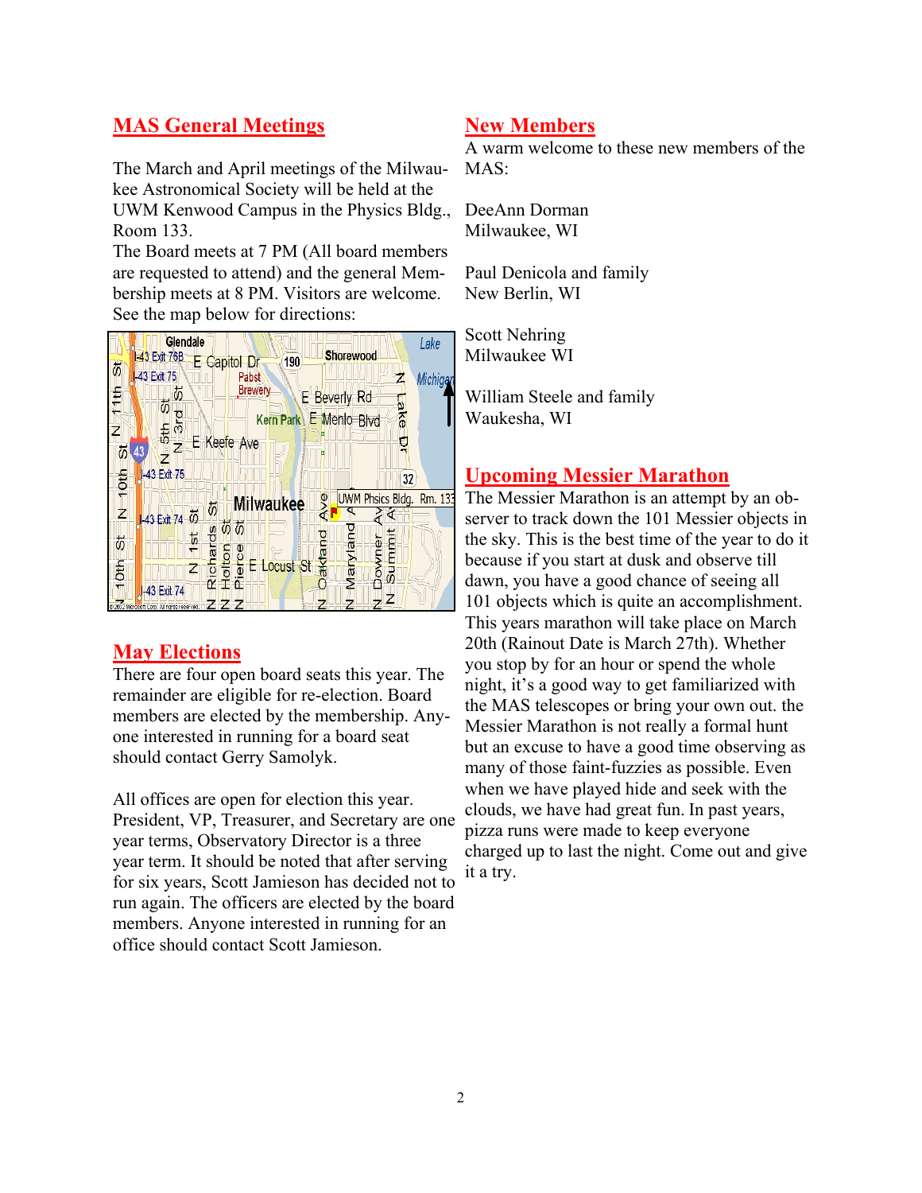## MAS General Meetings

The March and April meetings of the Milwaukee Astronomical Society will be held at the UWM Kenwood Campus in the Physics Bldg., Room 133.

The Board meets at 7 PM (All board members are requested to attend) and the general Membership meets at 8 PM. Visitors are welcome. See the map below for directions:

## May Elections

There are four open board seats this year. The remainder are eligible for re-election. Board members are elected by the membership. Anyone interested in running for a board seat should contact Gerry Samolyk.

All offices are open for election this year. President, VP, Treasurer, and Secretary are one year terms, Observatory Director is a three year term. It should be noted that after serving for six years, Scott Jamieson has decided not to run again. The officers are elected by the board members. Anyone interested in running for an office should contact Scott Jamieson.

## New Members

A warm welcome to these new members of the MAS:

DeeAnn Dorman
Milwaukee, WI

Paul Denicola and family
New Berlin, WI

Scott Nehring
Milwaukee WI

William Steele and family
Waukesha, WI

## Upcoming Messier Marathon

The Messier Marathon is an attempt by an observer to track down the 101 Messier objects in the sky. This is the best time of the year to do it because if you start at dusk and observe till dawn, you have a good chance of seeing all 101 objects which is quite an accomplishment. This years marathon will take place on March 20th (Rainout Date is March 27th). Whether you stop by for an hour or spend the whole night, it's a good way to get familiarized with the MAS telescopes or bring your own out. the Messier Marathon is not really a formal hunt but an excuse to have a good time observing as many of those faint-fuzzies as possible. Even when we have played hide and seek with the clouds, we have had great fun. In past years, pizza runs were made to keep everyone charged up to last the night. Come out and give it a try.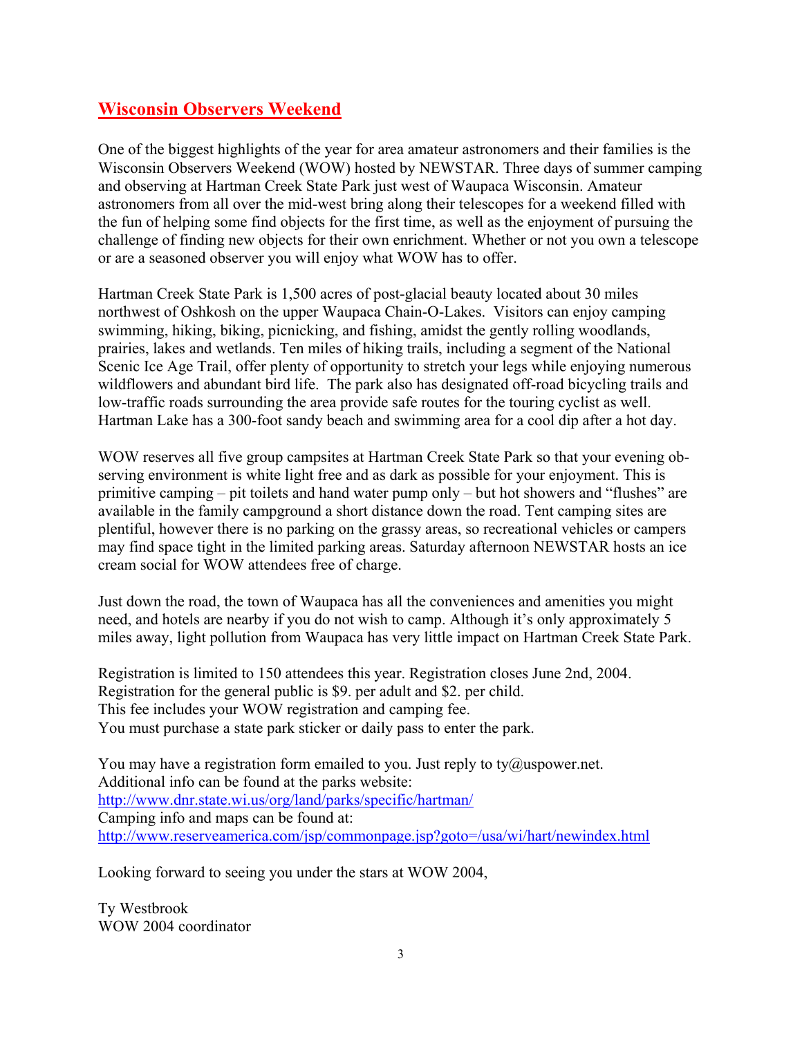## Wisconsin Observers Weekend

One of the biggest highlights of the year for area amateur astronomers and their families is the Wisconsin Observers Weekend (WOW) hosted by NEWSTAR. Three days of summer camping and observing at Hartman Creek State Park just west of Waupaca Wisconsin. Amateur astronomers from all over the mid-west bring along their telescopes for a weekend filled with the fun of helping some find objects for the first time, as well as the enjoyment of pursuing the challenge of finding new objects for their own enrichment. Whether or not you own a telescope or are a seasoned observer you will enjoy what WOW has to offer.

Hartman Creek State Park is 1,500 acres of post-glacial beauty located about 30 miles northwest of Oshkosh on the upper Waupaca Chain-O-Lakes. Visitors can enjoy camping swimming, hiking, biking, picnicking, and fishing, amidst the gently rolling woodlands, prairies, lakes and wetlands. Ten miles of hiking trails, including a segment of the National Scenic Ice Age Trail, offer plenty of opportunity to stretch your legs while enjoying numerous wildflowers and abundant bird life. The park also has designated off-road bicycling trails and low-traffic roads surrounding the area provide safe routes for the touring cyclist as well. Hartman Lake has a 300-foot sandy beach and swimming area for a cool dip after a hot day.

WOW reserves all five group campsites at Hartman Creek State Park so that your evening observing environment is white light free and as dark as possible for your enjoyment. This is primitive camping – pit toilets and hand water pump only – but hot showers and "flushes" are available in the family campground a short distance down the road. Tent camping sites are plentiful, however there is no parking on the grassy areas, so recreational vehicles or campers may find space tight in the limited parking areas. Saturday afternoon NEWSTAR hosts an ice cream social for WOW attendees free of charge.

Just down the road, the town of Waupaca has all the conveniences and amenities you might need, and hotels are nearby if you do not wish to camp. Although it's only approximately 5 miles away, light pollution from Waupaca has very little impact on Hartman Creek State Park.

Registration is limited to 150 attendees this year. Registration closes June 2nd, 2004.
Registration for the general public is $9. per adult and $2. per child.
This fee includes your WOW registration and camping fee.
You must purchase a state park sticker or daily pass to enter the park.

You may have a registration form emailed to you. Just reply to ty@uspower.net.
Additional info can be found at the parks website:
[http://www.dnr.state.wi.us/org/land/parks/specific/hartman/](http://www.dnr.state.wi.us/org/land/parks/specific/hartman/)
Camping info and maps can be found at:
[http://www.reserveamerica.com/jsp/commonpage.jsp?goto=/usa/wi/hart/newindex.html](http://www.reserveamerica.com/jsp/commonpage.jsp?goto=/usa/wi/hart/newindex.html)

Looking forward to seeing you under the stars at WOW 2004,

Ty Westbrook
WOW 2004 coordinator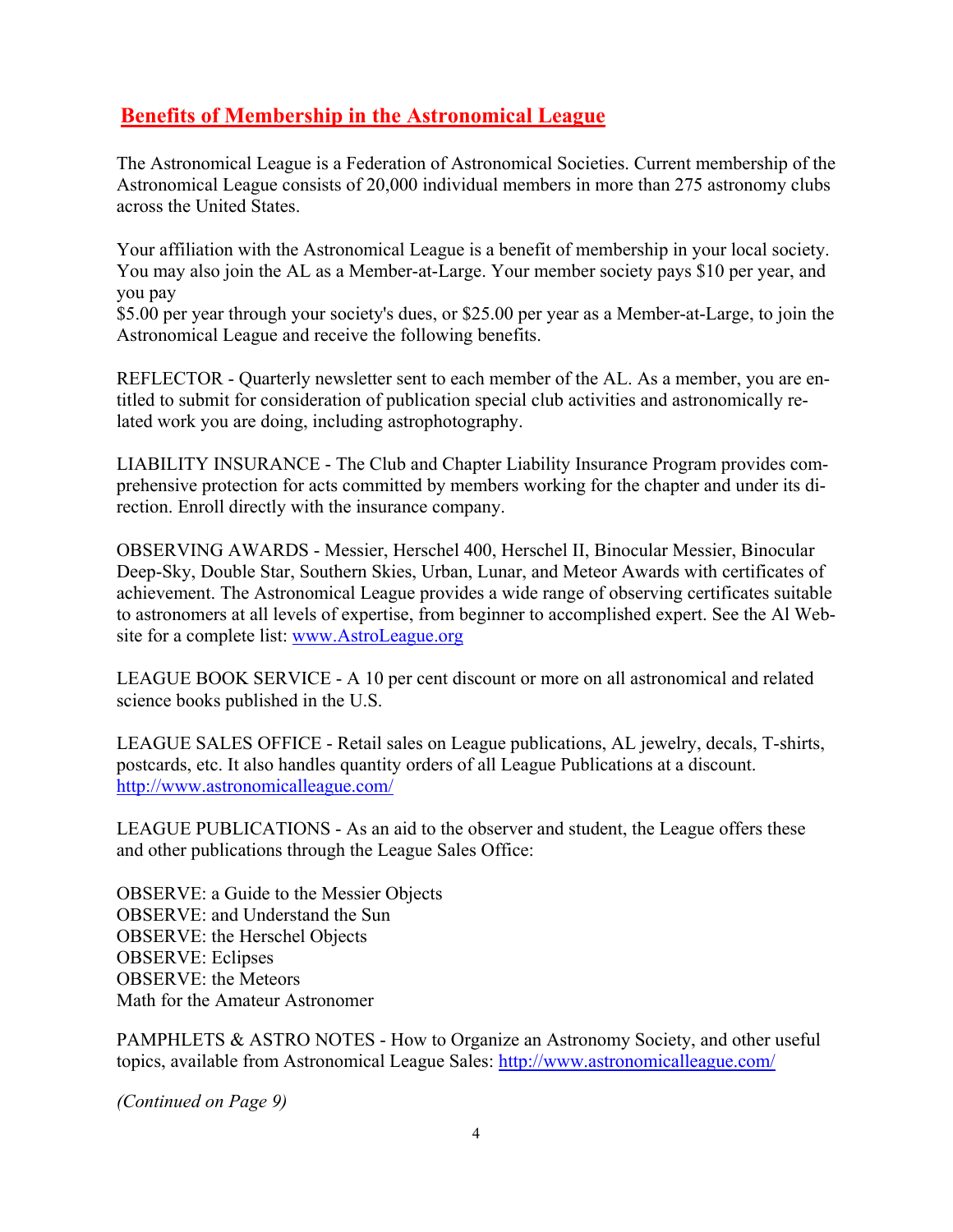## Benefits of Membership in the Astronomical League

The Astronomical League is a Federation of Astronomical Societies. Current membership of the Astronomical League consists of 20,000 individual members in more than 275 astronomy clubs across the United States.

Your affiliation with the Astronomical League is a benefit of membership in your local society. You may also join the AL as a Member-at-Large. Your member society pays $10 per year, and you pay
$5.00 per year through your society's dues, or $25.00 per year as a Member-at-Large, to join the Astronomical League and receive the following benefits.

REFLECTOR - Quarterly newsletter sent to each member of the AL. As a member, you are entitled to submit for consideration of publication special club activities and astronomically related work you are doing, including astrophotography.

LIABILITY INSURANCE - The Club and Chapter Liability Insurance Program provides comprehensive protection for acts committed by members working for the chapter and under its direction. Enroll directly with the insurance company.

OBSERVING AWARDS - Messier, Herschel 400, Herschel II, Binocular Messier, Binocular Deep-Sky, Double Star, Southern Skies, Urban, Lunar, and Meteor Awards with certificates of achievement. The Astronomical League provides a wide range of observing certificates suitable to astronomers at all levels of expertise, from beginner to accomplished expert. See the Al Website for a complete list: [www.AstroLeague.org](http://www.AstroLeague.org)

LEAGUE BOOK SERVICE - A 10 per cent discount or more on all astronomical and related science books published in the U.S.

LEAGUE SALES OFFICE - Retail sales on League publications, AL jewelry, decals, T-shirts, postcards, etc. It also handles quantity orders of all League Publications at a discount. [http://www.astronomicalleague.com/](http://www.astronomicalleague.com/)

LEAGUE PUBLICATIONS - As an aid to the observer and student, the League offers these and other publications through the League Sales Office:

OBSERVE: a Guide to the Messier Objects
OBSERVE: and Understand the Sun
OBSERVE: the Herschel Objects
OBSERVE: Eclipses
OBSERVE: the Meteors
Math for the Amateur Astronomer

PAMPHLETS & ASTRO NOTES - How to Organize an Astronomy Society, and other useful topics, available from Astronomical League Sales: [http://www.astronomicalleague.com/](http://www.astronomicalleague.com/)

*(Continued on Page 9)*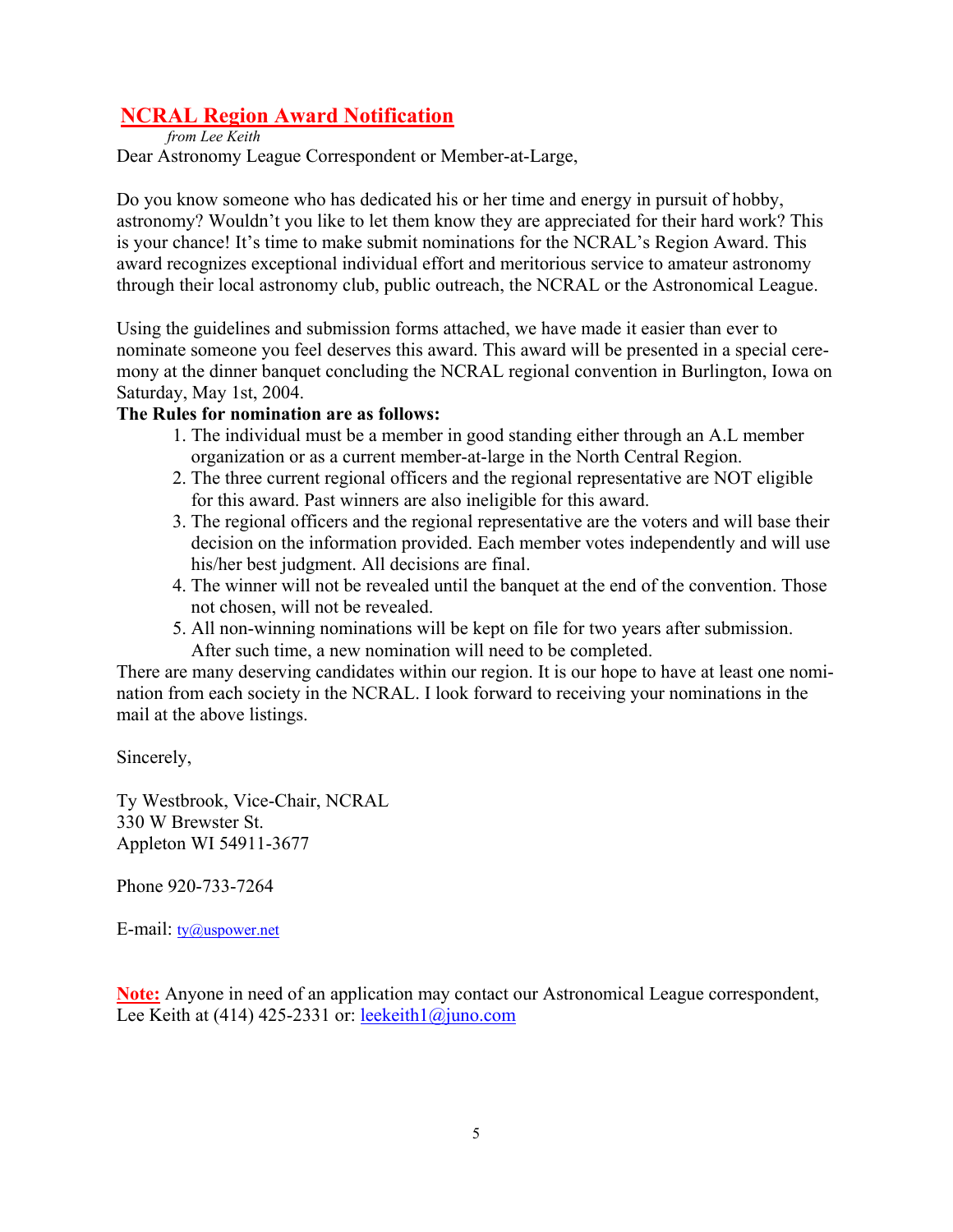## NCRAL Region Award Notification

*from Lee Keith*

Dear Astronomy League Correspondent or Member-at-Large,

Do you know someone who has dedicated his or her time and energy in pursuit of hobby, astronomy? Wouldn't you like to let them know they are appreciated for their hard work? This is your chance! It's time to make submit nominations for the NCRAL's Region Award. This award recognizes exceptional individual effort and meritorious service to amateur astronomy through their local astronomy club, public outreach, the NCRAL or the Astronomical League.

Using the guidelines and submission forms attached, we have made it easier than ever to nominate someone you feel deserves this award. This award will be presented in a special ceremony at the dinner banquet concluding the NCRAL regional convention in Burlington, Iowa on Saturday, May 1st, 2004.

**The Rules for nomination are as follows:**

1. The individual must be a member in good standing either through an A.L member organization or as a current member-at-large in the North Central Region.
2. The three current regional officers and the regional representative are NOT eligible for this award. Past winners are also ineligible for this award.
3. The regional officers and the regional representative are the voters and will base their decision on the information provided. Each member votes independently and will use his/her best judgment. All decisions are final.
4. The winner will not be revealed until the banquet at the end of the convention. Those not chosen, will not be revealed.
5. All non-winning nominations will be kept on file for two years after submission. After such time, a new nomination will need to be completed.

There are many deserving candidates within our region. It is our hope to have at least one nomination from each society in the NCRAL. I look forward to receiving your nominations in the mail at the above listings.

Sincerely,

Ty Westbrook, Vice-Chair, NCRAL
330 W Brewster St.
Appleton WI 54911-3677

Phone 920-733-7264

E-mail: ty@uspower.net

**Note:** Anyone in need of an application may contact our Astronomical League correspondent, Lee Keith at (414) 425-2331 or: leekeith1@juno.com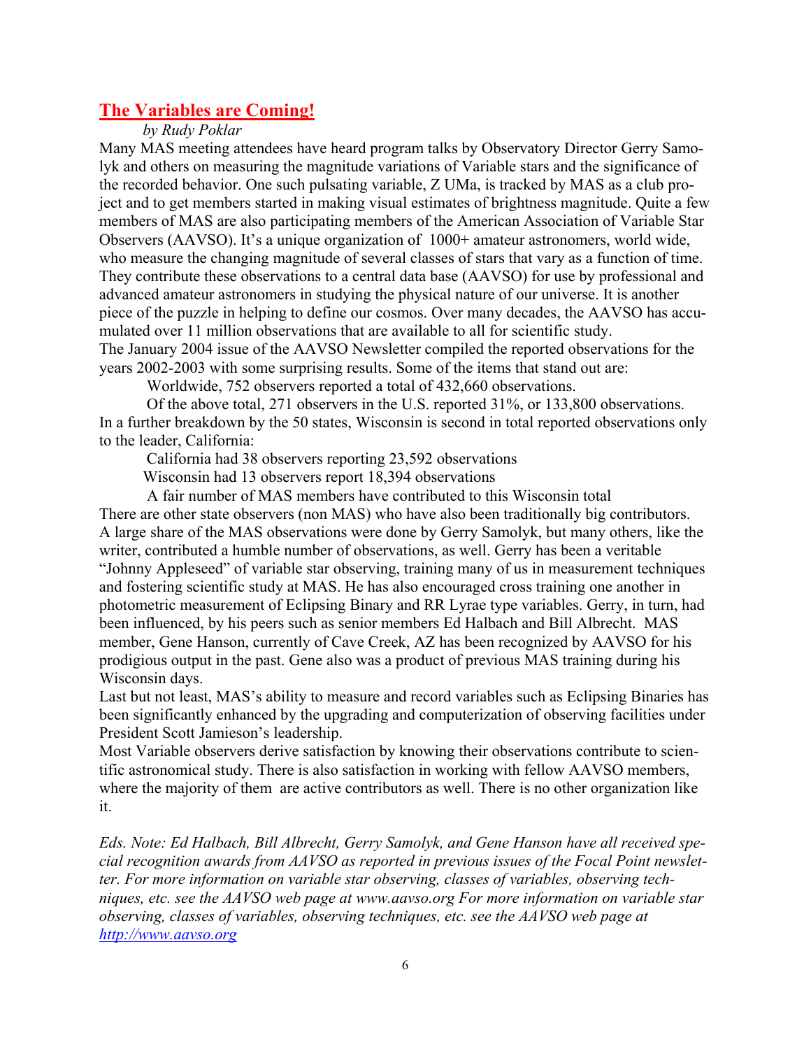## The Variables are Coming!

*by Rudy Poklar*

Many MAS meeting attendees have heard program talks by Observatory Director Gerry Samolyk and others on measuring the magnitude variations of Variable stars and the significance of the recorded behavior. One such pulsating variable, Z UMa, is tracked by MAS as a club project and to get members started in making visual estimates of brightness magnitude. Quite a few members of MAS are also participating members of the American Association of Variable Star Observers (AAVSO). It's a unique organization of 1000+ amateur astronomers, world wide, who measure the changing magnitude of several classes of stars that vary as a function of time. They contribute these observations to a central data base (AAVSO) for use by professional and advanced amateur astronomers in studying the physical nature of our universe. It is another piece of the puzzle in helping to define our cosmos. Over many decades, the AAVSO has accumulated over 11 million observations that are available to all for scientific study.

The January 2004 issue of the AAVSO Newsletter compiled the reported observations for the years 2002-2003 with some surprising results. Some of the items that stand out are:

Worldwide, 752 observers reported a total of 432,660 observations.

Of the above total, 271 observers in the U.S. reported 31%, or 133,800 observations.

In a further breakdown by the 50 states, Wisconsin is second in total reported observations only to the leader, California:

California had 38 observers reporting 23,592 observations

Wisconsin had 13 observers report 18,394 observations

A fair number of MAS members have contributed to this Wisconsin total

There are other state observers (non MAS) who have also been traditionally big contributors. A large share of the MAS observations were done by Gerry Samolyk, but many others, like the writer, contributed a humble number of observations, as well. Gerry has been a veritable "Johnny Appleseed" of variable star observing, training many of us in measurement techniques and fostering scientific study at MAS. He has also encouraged cross training one another in photometric measurement of Eclipsing Binary and RR Lyrae type variables. Gerry, in turn, had been influenced, by his peers such as senior members Ed Halbach and Bill Albrecht. MAS member, Gene Hanson, currently of Cave Creek, AZ has been recognized by AAVSO for his prodigious output in the past. Gene also was a product of previous MAS training during his Wisconsin days.

Last but not least, MAS's ability to measure and record variables such as Eclipsing Binaries has been significantly enhanced by the upgrading and computerization of observing facilities under President Scott Jamieson's leadership.

Most Variable observers derive satisfaction by knowing their observations contribute to scientific astronomical study. There is also satisfaction in working with fellow AAVSO members, where the majority of them are active contributors as well. There is no other organization like it.

*Eds. Note: Ed Halbach, Bill Albrecht, Gerry Samolyk, and Gene Hanson have all received special recognition awards from AAVSO as reported in previous issues of the Focal Point newsletter. For more information on variable star observing, classes of variables, observing techniques, etc. see the AAVSO web page at www.aavso.org For more information on variable star observing, classes of variables, observing techniques, etc. see the AAVSO web page at [http://www.aavso.org](http://www.aavso.org)*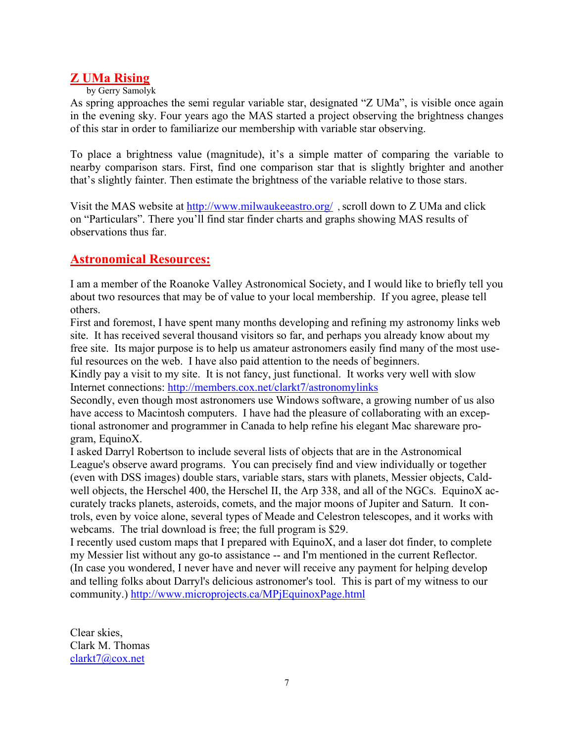## Z UMa Rising

by Gerry Samolyk

As spring approaches the semi regular variable star, designated "Z UMa", is visible once again in the evening sky. Four years ago the MAS started a project observing the brightness changes of this star in order to familiarize our membership with variable star observing.

To place a brightness value (magnitude), it's a simple matter of comparing the variable to nearby comparison stars. First, find one comparison star that is slightly brighter and another that's slightly fainter. Then estimate the brightness of the variable relative to those stars.

Visit the MAS website at http://www.milwaukeeastro.org/ , scroll down to Z UMa and click on "Particulars". There you'll find star finder charts and graphs showing MAS results of observations thus far.

## Astronomical Resources:

I am a member of the Roanoke Valley Astronomical Society, and I would like to briefly tell you about two resources that may be of value to your local membership. If you agree, please tell others.

First and foremost, I have spent many months developing and refining my astronomy links web site. It has received several thousand visitors so far, and perhaps you already know about my free site. Its major purpose is to help us amateur astronomers easily find many of the most useful resources on the web. I have also paid attention to the needs of beginners.

Kindly pay a visit to my site. It is not fancy, just functional. It works very well with slow Internet connections: http://members.cox.net/clarkt7/astronomylinks

Secondly, even though most astronomers use Windows software, a growing number of us also have access to Macintosh computers. I have had the pleasure of collaborating with an exceptional astronomer and programmer in Canada to help refine his elegant Mac shareware program, EquinoX.

I asked Darryl Robertson to include several lists of objects that are in the Astronomical League's observe award programs. You can precisely find and view individually or together (even with DSS images) double stars, variable stars, stars with planets, Messier objects, Caldwell objects, the Herschel 400, the Herschel II, the Arp 338, and all of the NGCs. EquinoX accurately tracks planets, asteroids, comets, and the major moons of Jupiter and Saturn. It controls, even by voice alone, several types of Meade and Celestron telescopes, and it works with webcams. The trial download is free; the full program is $29.

I recently used custom maps that I prepared with EquinoX, and a laser dot finder, to complete my Messier list without any go-to assistance -- and I'm mentioned in the current Reflector. (In case you wondered, I never have and never will receive any payment for helping develop and telling folks about Darryl's delicious astronomer's tool. This is part of my witness to our community.) http://www.microprojects.ca/MPjEquinoxPage.html

Clear skies,
Clark M. Thomas
clarkt7@cox.net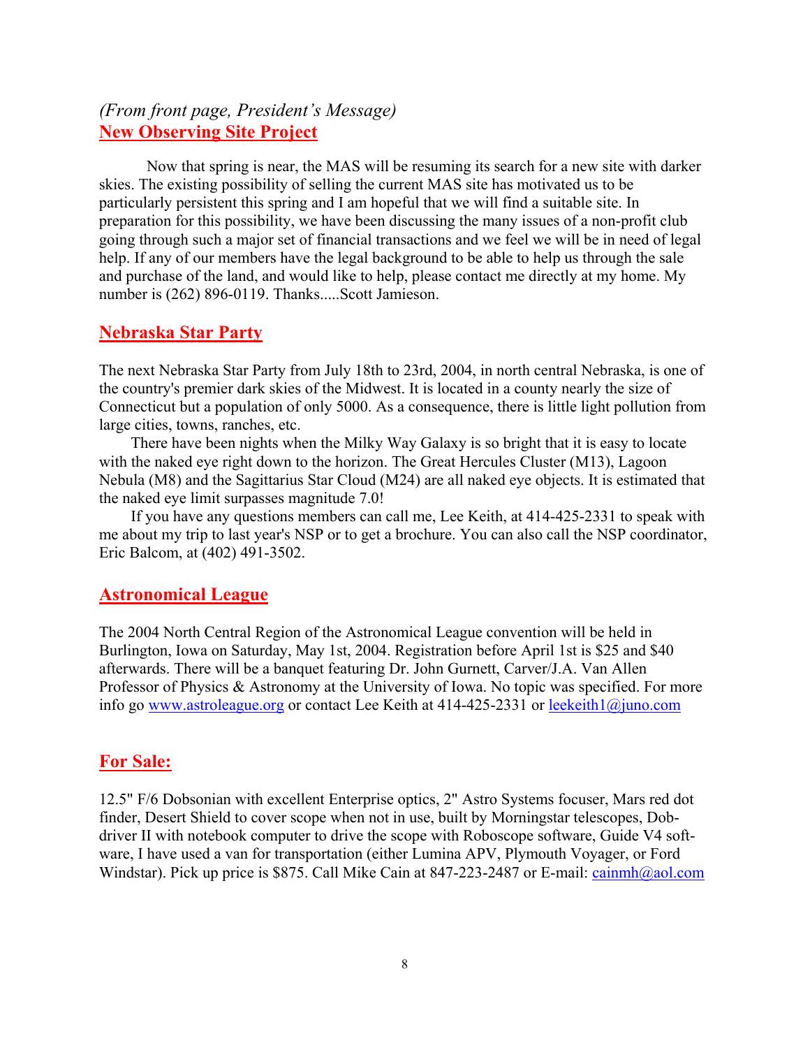*(From front page, President's Message)*

## New Observing Site Project

Now that spring is near, the MAS will be resuming its search for a new site with darker skies. The existing possibility of selling the current MAS site has motivated us to be particularly persistent this spring and I am hopeful that we will find a suitable site. In preparation for this possibility, we have been discussing the many issues of a non-profit club going through such a major set of financial transactions and we feel we will be in need of legal help. If any of our members have the legal background to be able to help us through the sale and purchase of the land, and would like to help, please contact me directly at my home. My number is (262) 896-0119. Thanks.....Scott Jamieson.

## Nebraska Star Party

The next Nebraska Star Party from July 18th to 23rd, 2004, in north central Nebraska, is one of the country's premier dark skies of the Midwest. It is located in a county nearly the size of Connecticut but a population of only 5000. As a consequence, there is little light pollution from large cities, towns, ranches, etc.

There have been nights when the Milky Way Galaxy is so bright that it is easy to locate with the naked eye right down to the horizon. The Great Hercules Cluster (M13), Lagoon Nebula (M8) and the Sagittarius Star Cloud (M24) are all naked eye objects. It is estimated that the naked eye limit surpasses magnitude 7.0!

If you have any questions members can call me, Lee Keith, at 414-425-2331 to speak with me about my trip to last year's NSP or to get a brochure. You can also call the NSP coordinator, Eric Balcom, at (402) 491-3502.

## Astronomical League

The 2004 North Central Region of the Astronomical League convention will be held in Burlington, Iowa on Saturday, May 1st, 2004. Registration before April 1st is $25 and $40 afterwards. There will be a banquet featuring Dr. John Gurnett, Carver/J.A. Van Allen Professor of Physics & Astronomy at the University of Iowa. No topic was specified. For more info go www.astroleague.org or contact Lee Keith at 414-425-2331 or leekeith1@juno.com

## For Sale:

12.5" F/6 Dobsonian with excellent Enterprise optics, 2" Astro Systems focuser, Mars red dot finder, Desert Shield to cover scope when not in use, built by Morningstar telescopes, Dob-driver II with notebook computer to drive the scope with Roboscope software, Guide V4 software, I have used a van for transportation (either Lumina APV, Plymouth Voyager, or Ford Windstar). Pick up price is $875. Call Mike Cain at 847-223-2487 or E-mail: cainmh@aol.com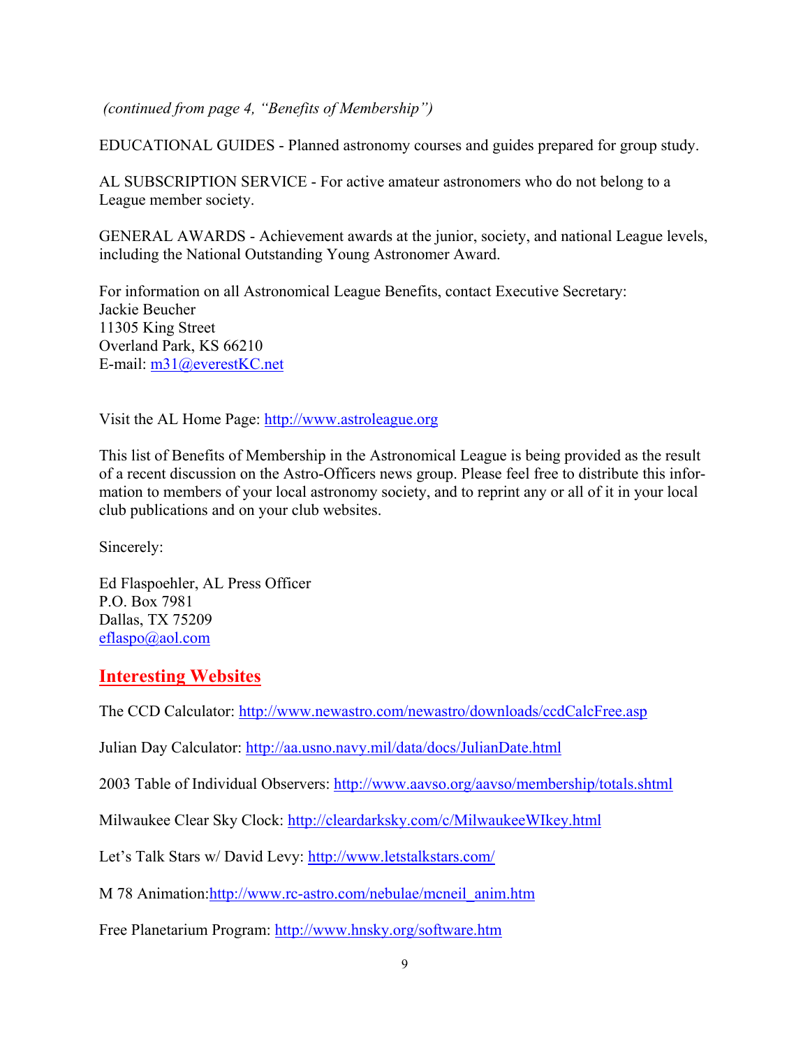*(continued from page 4, "Benefits of Membership")*

EDUCATIONAL GUIDES - Planned astronomy courses and guides prepared for group study.

AL SUBSCRIPTION SERVICE - For active amateur astronomers who do not belong to a League member society.

GENERAL AWARDS - Achievement awards at the junior, society, and national League levels, including the National Outstanding Young Astronomer Award.

For information on all Astronomical League Benefits, contact Executive Secretary:
Jackie Beucher
11305 King Street
Overland Park, KS 66210
E-mail: m31@everestKC.net

Visit the AL Home Page: http://www.astroleague.org

This list of Benefits of Membership in the Astronomical League is being provided as the result of a recent discussion on the Astro-Officers news group. Please feel free to distribute this information to members of your local astronomy society, and to reprint any or all of it in your local club publications and on your club websites.

Sincerely:

Ed Flaspoehler, AL Press Officer
P.O. Box 7981
Dallas, TX 75209
eflaspo@aol.com

## Interesting Websites

The CCD Calculator: http://www.newastro.com/newastro/downloads/ccdCalcFree.asp

Julian Day Calculator: http://aa.usno.navy.mil/data/docs/JulianDate.html

2003 Table of Individual Observers: http://www.aavso.org/aavso/membership/totals.shtml

Milwaukee Clear Sky Clock: http://cleardarksky.com/c/MilwaukeeWIkey.html

Let's Talk Stars w/ David Levy: http://www.letstalkstars.com/

M 78 Animation:http://www.rc-astro.com/nebulae/mcneil_anim.htm

Free Planetarium Program: http://www.hnsky.org/software.htm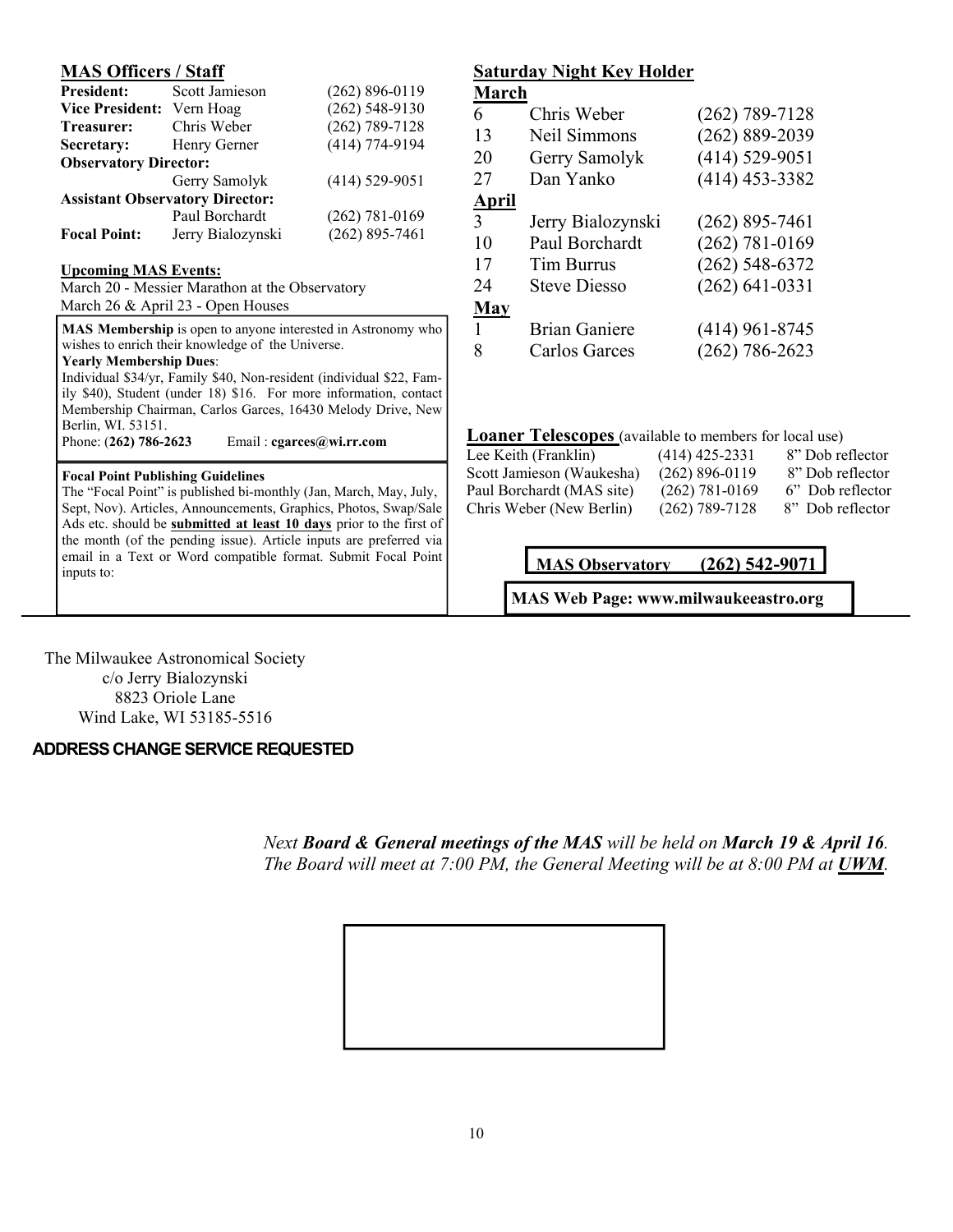## MAS Officers / Staff

| | | |
|---|---|---|
| **President:** | Scott Jamieson | (262) 896-0119 |
| **Vice President:** | Vern Hoag | (262) 548-9130 |
| **Treasurer:** | Chris Weber | (262) 789-7128 |
| **Secretary:** | Henry Gerner | (414) 774-9194 |
| **Observatory Director:** | Gerry Samolyk | (414) 529-9051 |
| **Assistant Observatory Director:** | Paul Borchardt | (262) 781-0169 |
| **Focal Point:** | Jerry Bialozynski | (262) 895-7461 |

**Upcoming MAS Events:**

March 20 - Messier Marathon at the Observatory
March 26 & April 23 - Open Houses

**MAS Membership** is open to anyone interested in Astronomy who wishes to enrich their knowledge of the Universe.

**Yearly Membership Dues**:
Individual $34/yr, Family $40, Non-resident (individual $22, Family $40), Student (under 18) $16. For more information, contact Membership Chairman, Carlos Garces, 16430 Melody Drive, New Berlin, WI. 53151.
Phone: (**262) 786-2623** Email : **cgarces@wi.rr.com**

**Focal Point Publishing Guidelines**
The "Focal Point" is published bi-monthly (Jan, March, May, July, Sept, Nov). Articles, Announcements, Graphics, Photos, Swap/Sale Ads etc. should be **submitted at least 10 days** prior to the first of the month (of the pending issue). Article inputs are preferred via email in a Text or Word compatible format. Submit Focal Point inputs to:

## Saturday Night Key Holder

| | | |
|---|---|---|
| **March** | | |
| 6 | Chris Weber | (262) 789-7128 |
| 13 | Neil Simmons | (262) 889-2039 |
| 20 | Gerry Samolyk | (414) 529-9051 |
| 27 | Dan Yanko | (414) 453-3382 |
| **April** | | |
| 3 | Jerry Bialozynski | (262) 895-7461 |
| 10 | Paul Borchardt | (262) 781-0169 |
| 17 | Tim Burrus | (262) 548-6372 |
| 24 | Steve Diesso | (262) 641-0331 |
| **May** | | |
| 1 | Brian Ganiere | (414) 961-8745 |
| 8 | Carlos Garces | (262) 786-2623 |

**Loaner Telescopes** (available to members for local use)

| | | |
|---|---|---|
| Lee Keith (Franklin) | (414) 425-2331 | 8" Dob reflector |
| Scott Jamieson (Waukesha) | (262) 896-0119 | 8" Dob reflector |
| Paul Borchardt (MAS site) | (262) 781-0169 | 6" Dob reflector |
| Chris Weber (New Berlin) | (262) 789-7128 | 8" Dob reflector |

**MAS Observatory (262) 542-9071**

**MAS Web Page: www.milwaukeeastro.org**

The Milwaukee Astronomical Society
c/o Jerry Bialozynski
8823 Oriole Lane
Wind Lake, WI 53185-5516

**ADDRESS CHANGE SERVICE REQUESTED**

*Next **Board & General meetings of the MAS** will be held on **March 19 & April 16**. The Board will meet at 7:00 PM, the General Meeting will be at 8:00 PM at **UWM**.*